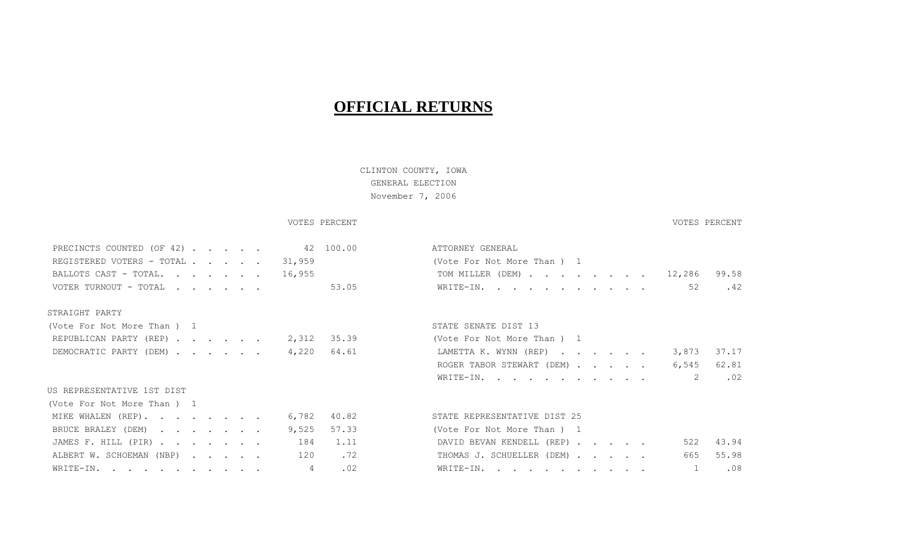# OFFICIAL RETURNS

CLINTON COUNTY, IOWA
GENERAL ELECTION
November 7, 2006

| | VOTES | PERCENT |
|---|---|---|
| PRECINCTS COUNTED (OF 42) | 42 | 100.00 |
| REGISTERED VOTERS - TOTAL | 31,959 | |
| BALLOTS CAST - TOTAL. | 16,955 | |
| VOTER TURNOUT - TOTAL | | 53.05 |

**STRAIGHT PARTY**
(Vote For Not More Than ) 1

| | VOTES | PERCENT |
|---|---|---|
| REPUBLICAN PARTY (REP) | 2,312 | 35.39 |
| DEMOCRATIC PARTY (DEM) | 4,220 | 64.61 |

**US REPRESENTATIVE 1ST DIST**
(Vote For Not More Than ) 1

| | VOTES | PERCENT |
|---|---|---|
| MIKE WHALEN (REP). | 6,782 | 40.82 |
| BRUCE BRALEY (DEM) | 9,525 | 57.33 |
| JAMES F. HILL (PIR) | 184 | 1.11 |
| ALBERT W. SCHOEMAN (NBP) | 120 | .72 |
| WRITE-IN. | 4 | .02 |

**ATTORNEY GENERAL**
(Vote For Not More Than ) 1

| | VOTES | PERCENT |
|---|---|---|
| TOM MILLER (DEM) | 12,286 | 99.58 |
| WRITE-IN. | 52 | .42 |

**STATE SENATE DIST 13**
(Vote For Not More Than ) 1

| | VOTES | PERCENT |
|---|---|---|
| LAMETTA K. WYNN (REP) | 3,873 | 37.17 |
| ROGER TABOR STEWART (DEM) | 6,545 | 62.81 |
| WRITE-IN. | 2 | .02 |

**STATE REPRESENTATIVE DIST 25**
(Vote For Not More Than ) 1

| | VOTES | PERCENT |
|---|---|---|
| DAVID BEVAN KENDELL (REP) | 522 | 43.94 |
| THOMAS J. SCHUELLER (DEM) | 665 | 55.98 |
| WRITE-IN. | 1 | .08 |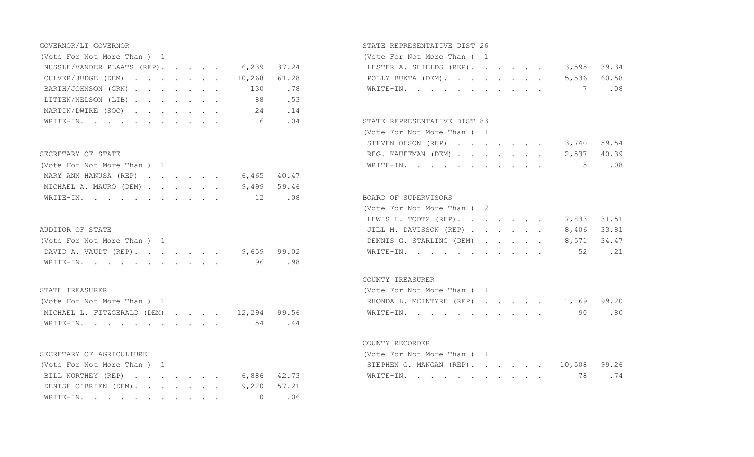## GOVERNOR/LT GOVERNOR

(Vote For Not More Than ) 1

| Candidate | Votes | Percent |
|---|---|---|
| NUSSLE/VANDER PLAATS (REP) | 6,239 | 37.24 |
| CULVER/JUDGE (DEM) | 10,268 | 61.28 |
| BARTH/JOHNSON (GRN) | 130 | .78 |
| LITTEN/NELSON (LIB) | 88 | .53 |
| MARTIN/DWIRE (SOC) | 24 | .14 |
| WRITE-IN. | 6 | .04 |

## SECRETARY OF STATE

(Vote For Not More Than ) 1

| Candidate | Votes | Percent |
|---|---|---|
| MARY ANN HANUSA (REP) | 6,465 | 40.47 |
| MICHAEL A. MAURO (DEM) | 9,499 | 59.46 |
| WRITE-IN. | 12 | .08 |

## AUDITOR OF STATE

(Vote For Not More Than ) 1

| Candidate | Votes | Percent |
|---|---|---|
| DAVID A. VAUDT (REP) | 9,659 | 99.02 |
| WRITE-IN. | 96 | .98 |

## STATE TREASURER

(Vote For Not More Than ) 1

| Candidate | Votes | Percent |
|---|---|---|
| MICHAEL L. FITZGERALD (DEM) | 12,294 | 99.56 |
| WRITE-IN. | 54 | .44 |

## SECRETARY OF AGRICULTURE

(Vote For Not More Than ) 1

| Candidate | Votes | Percent |
|---|---|---|
| BILL NORTHEY (REP) | 6,886 | 42.73 |
| DENISE O'BRIEN (DEM) | 9,220 | 57.21 |
| WRITE-IN. | 10 | .06 |

## STATE REPRESENTATIVE DIST 26

(Vote For Not More Than ) 1

| Candidate | Votes | Percent |
|---|---|---|
| LESTER A. SHIELDS (REP) | 3,595 | 39.34 |
| POLLY BUKTA (DEM) | 5,536 | 60.58 |
| WRITE-IN. | 7 | .08 |

## STATE REPRESENTATIVE DIST 83

(Vote For Not More Than ) 1

| Candidate | Votes | Percent |
|---|---|---|
| STEVEN OLSON (REP) | 3,740 | 59.54 |
| REG. KAUFFMAN (DEM) | 2,537 | 40.39 |
| WRITE-IN. | 5 | .08 |

## BOARD OF SUPERVISORS

(Vote For Not More Than ) 2

| Candidate | Votes | Percent |
|---|---|---|
| LEWIS L. TODTZ (REP) | 7,833 | 31.51 |
| JILL M. DAVISSON (REP) | 8,406 | 33.81 |
| DENNIS G. STARLING (DEM) | 8,571 | 34.47 |
| WRITE-IN. | 52 | .21 |

## COUNTY TREASURER

(Vote For Not More Than ) 1

| Candidate | Votes | Percent |
|---|---|---|
| RHONDA L. MCINTYRE (REP) | 11,169 | 99.20 |
| WRITE-IN. | 90 | .80 |

## COUNTY RECORDER

(Vote For Not More Than ) 1

| Candidate | Votes | Percent |
|---|---|---|
| STEPHEN G. MANGAN (REP) | 10,508 | 99.26 |
| WRITE-IN. | 78 | .74 |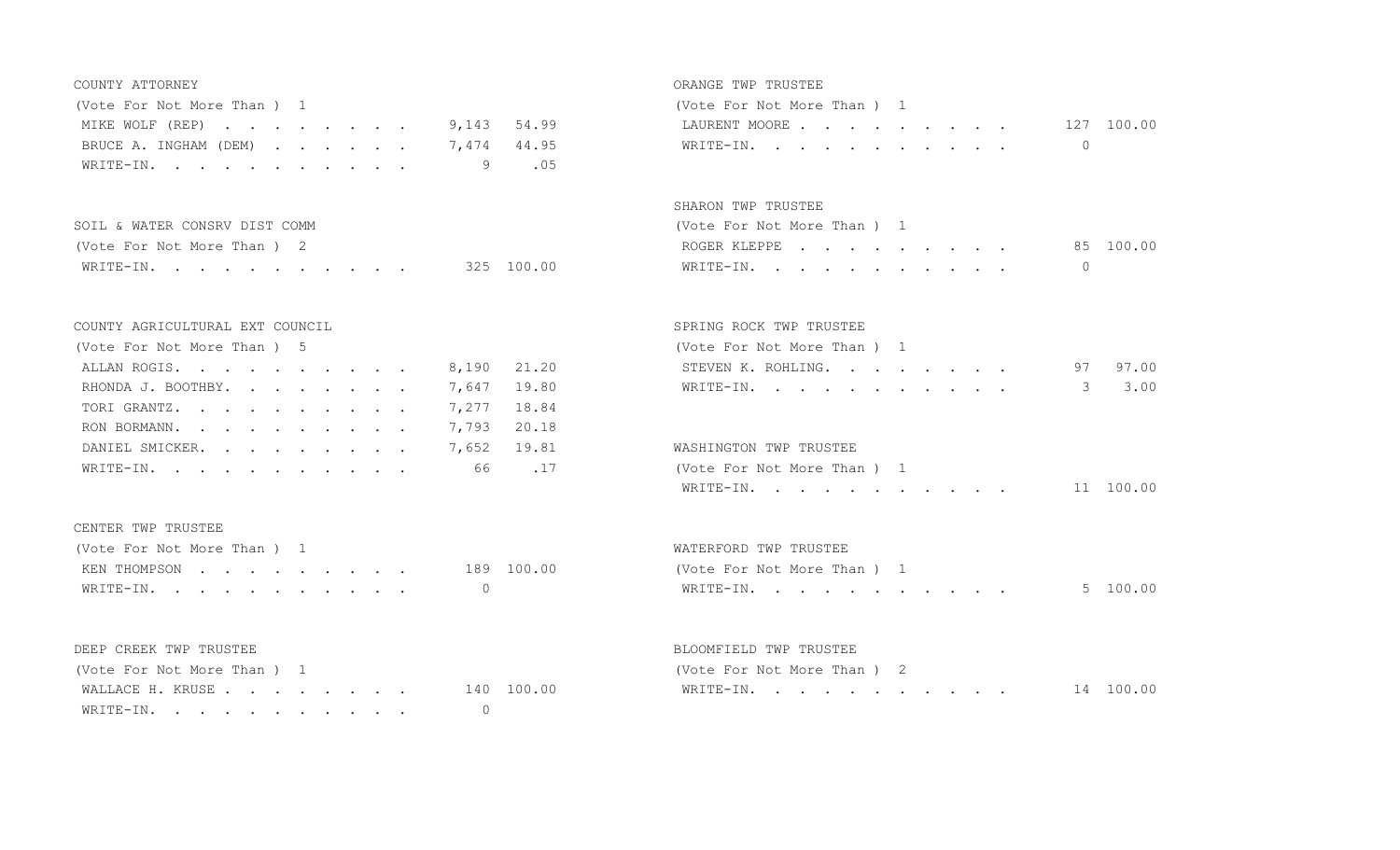## COUNTY ATTORNEY

(Vote For Not More Than ) 1

| Candidate | Votes | Percent |
|---|---|---|
| MIKE WOLF (REP) | 9,143 | 54.99 |
| BRUCE A. INGHAM (DEM) | 7,474 | 44.95 |
| WRITE-IN. | 9 | .05 |

## SOIL & WATER CONSRV DIST COMM

(Vote For Not More Than ) 2

| Candidate | Votes | Percent |
|---|---|---|
| WRITE-IN. | 325 | 100.00 |

## COUNTY AGRICULTURAL EXT COUNCIL

(Vote For Not More Than ) 5

| Candidate | Votes | Percent |
|---|---|---|
| ALLAN ROGIS. | 8,190 | 21.20 |
| RHONDA J. BOOTHBY. | 7,647 | 19.80 |
| TORI GRANTZ. | 7,277 | 18.84 |
| RON BORMANN. | 7,793 | 20.18 |
| DANIEL SMICKER. | 7,652 | 19.81 |
| WRITE-IN. | 66 | .17 |

## CENTER TWP TRUSTEE

(Vote For Not More Than ) 1

| Candidate | Votes | Percent |
|---|---|---|
| KEN THOMPSON | 189 | 100.00 |
| WRITE-IN. | 0 | |

## DEEP CREEK TWP TRUSTEE

(Vote For Not More Than ) 1

| Candidate | Votes | Percent |
|---|---|---|
| WALLACE H. KRUSE | 140 | 100.00 |
| WRITE-IN. | 0 | |

## ORANGE TWP TRUSTEE

(Vote For Not More Than ) 1

| Candidate | Votes | Percent |
|---|---|---|
| LAURENT MOORE | 127 | 100.00 |
| WRITE-IN. | 0 | |

## SHARON TWP TRUSTEE

(Vote For Not More Than ) 1

| Candidate | Votes | Percent |
|---|---|---|
| ROGER KLEPPE | 85 | 100.00 |
| WRITE-IN. | 0 | |

## SPRING ROCK TWP TRUSTEE

(Vote For Not More Than ) 1

| Candidate | Votes | Percent |
|---|---|---|
| STEVEN K. ROHLING. | 97 | 97.00 |
| WRITE-IN. | 3 | 3.00 |

## WASHINGTON TWP TRUSTEE

(Vote For Not More Than ) 1

| Candidate | Votes | Percent |
|---|---|---|
| WRITE-IN. | 11 | 100.00 |

## WATERFORD TWP TRUSTEE

(Vote For Not More Than ) 1

| Candidate | Votes | Percent |
|---|---|---|
| WRITE-IN. | 5 | 100.00 |

## BLOOMFIELD TWP TRUSTEE

(Vote For Not More Than ) 2

| Candidate | Votes | Percent |
|---|---|---|
| WRITE-IN. | 14 | 100.00 |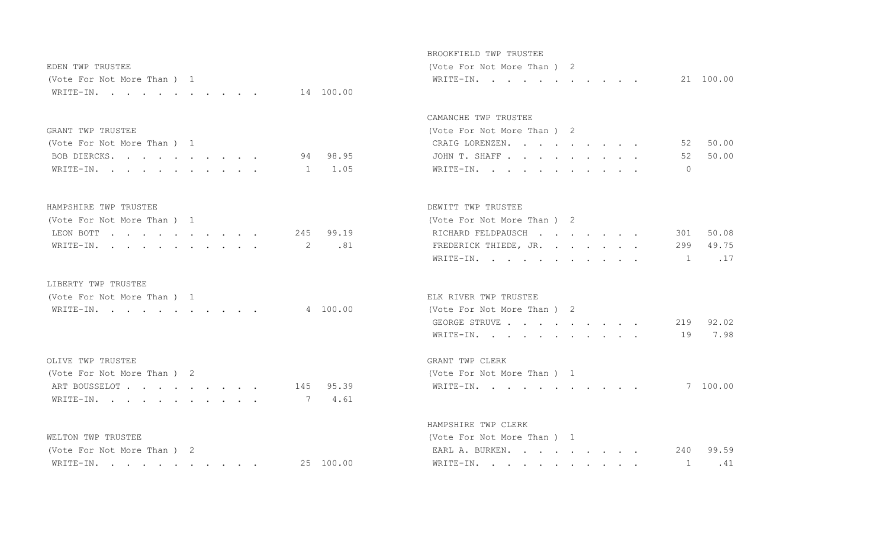EDEN TWP TRUSTEE
(Vote For Not More Than ) 1

| | | |
|---|---|---|
| WRITE-IN. | 14 | 100.00 |

GRANT TWP TRUSTEE
(Vote For Not More Than ) 1

| | | |
|---|---|---|
| BOB DIERCKS. | 94 | 98.95 |
| WRITE-IN. | 1 | 1.05 |

HAMPSHIRE TWP TRUSTEE
(Vote For Not More Than ) 1

| | | |
|---|---|---|
| LEON BOTT | 245 | 99.19 |
| WRITE-IN. | 2 | .81 |

LIBERTY TWP TRUSTEE
(Vote For Not More Than ) 1

| | | |
|---|---|---|
| WRITE-IN. | 4 | 100.00 |

OLIVE TWP TRUSTEE
(Vote For Not More Than ) 2

| | | |
|---|---|---|
| ART BOUSSELOT | 145 | 95.39 |
| WRITE-IN. | 7 | 4.61 |

WELTON TWP TRUSTEE
(Vote For Not More Than ) 2

| | | |
|---|---|---|
| WRITE-IN. | 25 | 100.00 |

BROOKFIELD TWP TRUSTEE
(Vote For Not More Than ) 2

| | | |
|---|---|---|
| WRITE-IN. | 21 | 100.00 |

CAMANCHE TWP TRUSTEE
(Vote For Not More Than ) 2

| | | |
|---|---|---|
| CRAIG LORENZEN. | 52 | 50.00 |
| JOHN T. SHAFF | 52 | 50.00 |
| WRITE-IN. | 0 | |

DEWITT TWP TRUSTEE
(Vote For Not More Than ) 2

| | | |
|---|---|---|
| RICHARD FELDPAUSCH | 301 | 50.08 |
| FREDERICK THIEDE, JR. | 299 | 49.75 |
| WRITE-IN. | 1 | .17 |

ELK RIVER TWP TRUSTEE
(Vote For Not More Than ) 2

| | | |
|---|---|---|
| GEORGE STRUVE | 219 | 92.02 |
| WRITE-IN. | 19 | 7.98 |

GRANT TWP CLERK
(Vote For Not More Than ) 1

| | | |
|---|---|---|
| WRITE-IN. | 7 | 100.00 |

HAMPSHIRE TWP CLERK
(Vote For Not More Than ) 1

| | | |
|---|---|---|
| EARL A. BURKEN. | 240 | 99.59 |
| WRITE-IN. | 1 | .41 |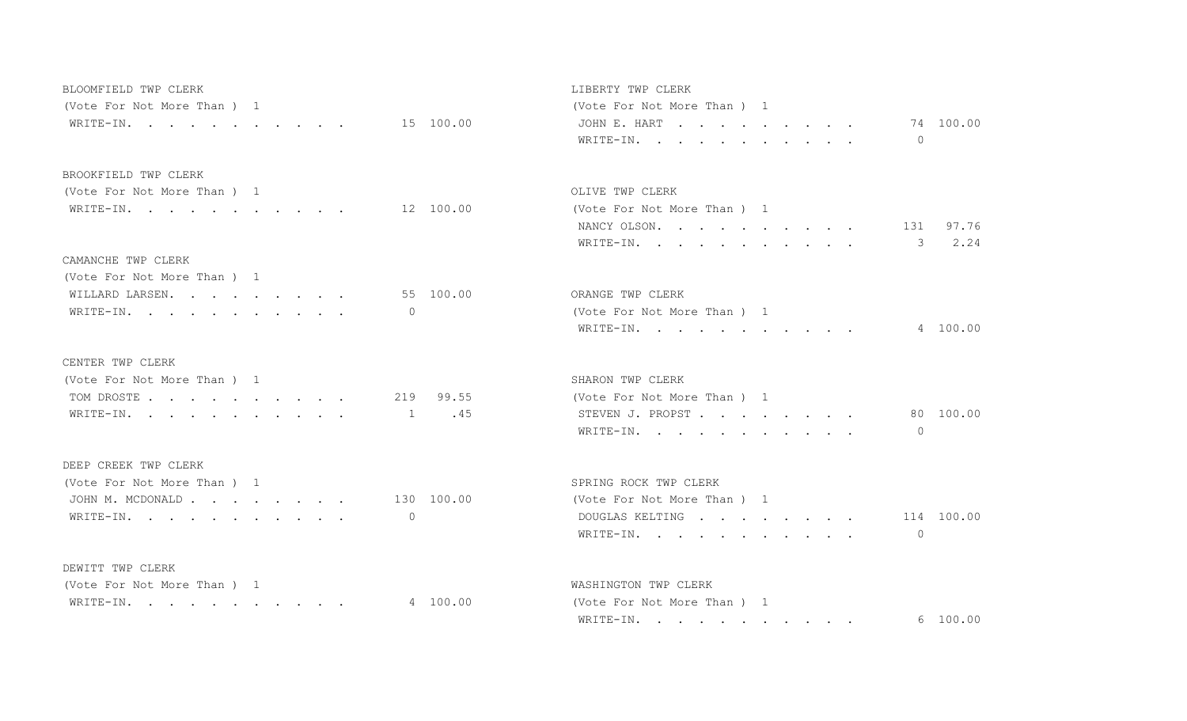BLOOMFIELD TWP CLERK
(Vote For Not More Than ) 1

| | | |
|---|---|---|
| WRITE-IN. | 15 | 100.00 |

BROOKFIELD TWP CLERK
(Vote For Not More Than ) 1

| | | |
|---|---|---|
| WRITE-IN. | 12 | 100.00 |

CAMANCHE TWP CLERK
(Vote For Not More Than ) 1

| | | |
|---|---|---|
| WILLARD LARSEN. | 55 | 100.00 |
| WRITE-IN. | 0 | |

CENTER TWP CLERK
(Vote For Not More Than ) 1

| | | |
|---|---|---|
| TOM DROSTE | 219 | 99.55 |
| WRITE-IN. | 1 | .45 |

DEEP CREEK TWP CLERK
(Vote For Not More Than ) 1

| | | |
|---|---|---|
| JOHN M. MCDONALD | 130 | 100.00 |
| WRITE-IN. | 0 | |

DEWITT TWP CLERK
(Vote For Not More Than ) 1

| | | |
|---|---|---|
| WRITE-IN. | 4 | 100.00 |

LIBERTY TWP CLERK
(Vote For Not More Than ) 1

| | | |
|---|---|---|
| JOHN E. HART | 74 | 100.00 |
| WRITE-IN. | 0 | |

OLIVE TWP CLERK
(Vote For Not More Than ) 1

| | | |
|---|---|---|
| NANCY OLSON. | 131 | 97.76 |
| WRITE-IN. | 3 | 2.24 |

ORANGE TWP CLERK
(Vote For Not More Than ) 1

| | | |
|---|---|---|
| WRITE-IN. | 4 | 100.00 |

SHARON TWP CLERK
(Vote For Not More Than ) 1

| | | |
|---|---|---|
| STEVEN J. PROPST | 80 | 100.00 |
| WRITE-IN. | 0 | |

SPRING ROCK TWP CLERK
(Vote For Not More Than ) 1

| | | |
|---|---|---|
| DOUGLAS KELTING | 114 | 100.00 |
| WRITE-IN. | 0 | |

WASHINGTON TWP CLERK
(Vote For Not More Than ) 1

| | | |
|---|---|---|
| WRITE-IN. | 6 | 100.00 |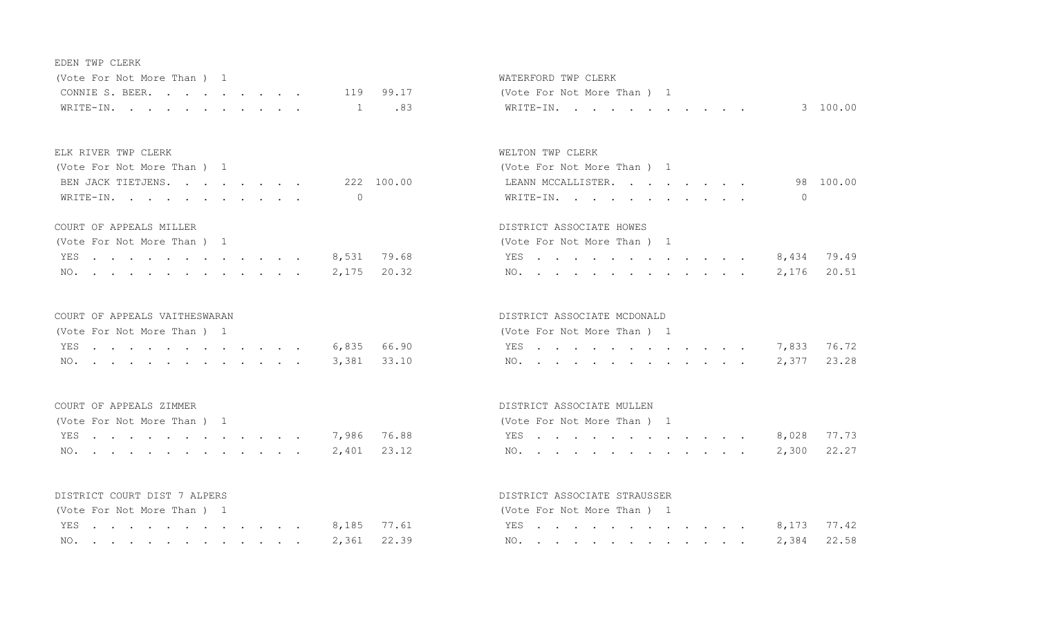EDEN TWP CLERK

(Vote For Not More Than ) 1

| | | |
|---|---|---|
| CONNIE S. BEER. | 119 | 99.17 |
| WRITE-IN. | 1 | .83 |

ELK RIVER TWP CLERK

(Vote For Not More Than ) 1

| | | |
|---|---|---|
| BEN JACK TIETJENS. | 222 | 100.00 |
| WRITE-IN. | 0 | |

COURT OF APPEALS MILLER

(Vote For Not More Than ) 1

| | | |
|---|---|---|
| YES | 8,531 | 79.68 |
| NO. | 2,175 | 20.32 |

COURT OF APPEALS VAITHESWARAN

(Vote For Not More Than ) 1

| | | |
|---|---|---|
| YES | 6,835 | 66.90 |
| NO. | 3,381 | 33.10 |

COURT OF APPEALS ZIMMER

(Vote For Not More Than ) 1

| | | |
|---|---|---|
| YES | 7,986 | 76.88 |
| NO. | 2,401 | 23.12 |

DISTRICT COURT DIST 7 ALPERS

(Vote For Not More Than ) 1

| | | |
|---|---|---|
| YES | 8,185 | 77.61 |
| NO. | 2,361 | 22.39 |

WATERFORD TWP CLERK

(Vote For Not More Than ) 1

| | | |
|---|---|---|
| WRITE-IN. | 3 | 100.00 |

WELTON TWP CLERK

(Vote For Not More Than ) 1

| | | |
|---|---|---|
| LEANN MCCALLISTER. | 98 | 100.00 |
| WRITE-IN. | 0 | |

DISTRICT ASSOCIATE HOWES

(Vote For Not More Than ) 1

| | | |
|---|---|---|
| YES | 8,434 | 79.49 |
| NO. | 2,176 | 20.51 |

DISTRICT ASSOCIATE MCDONALD

(Vote For Not More Than ) 1

| | | |
|---|---|---|
| YES | 7,833 | 76.72 |
| NO. | 2,377 | 23.28 |

DISTRICT ASSOCIATE MULLEN

(Vote For Not More Than ) 1

| | | |
|---|---|---|
| YES | 8,028 | 77.73 |
| NO. | 2,300 | 22.27 |

DISTRICT ASSOCIATE STRAUSSER

(Vote For Not More Than ) 1

| | | |
|---|---|---|
| YES | 8,173 | 77.42 |
| NO. | 2,384 | 22.58 |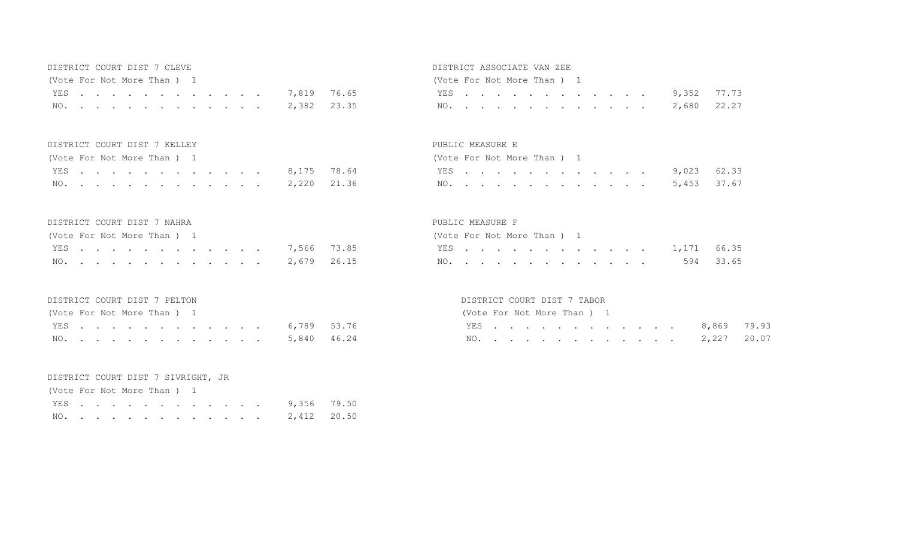DISTRICT COURT DIST 7 CLEVE
(Vote For Not More Than ) 1

| | | |
|---|---|---|
| YES | 7,819 | 76.65 |
| NO. | 2,382 | 23.35 |

DISTRICT COURT DIST 7 KELLEY
(Vote For Not More Than ) 1

| | | |
|---|---|---|
| YES | 8,175 | 78.64 |
| NO. | 2,220 | 21.36 |

DISTRICT COURT DIST 7 NAHRA
(Vote For Not More Than ) 1

| | | |
|---|---|---|
| YES | 7,566 | 73.85 |
| NO. | 2,679 | 26.15 |

DISTRICT COURT DIST 7 PELTON
(Vote For Not More Than ) 1

| | | |
|---|---|---|
| YES | 6,789 | 53.76 |
| NO. | 5,840 | 46.24 |

DISTRICT COURT DIST 7 SIVRIGHT, JR
(Vote For Not More Than ) 1

| | | |
|---|---|---|
| YES | 9,356 | 79.50 |
| NO. | 2,412 | 20.50 |

DISTRICT ASSOCIATE VAN ZEE
(Vote For Not More Than ) 1

| | | |
|---|---|---|
| YES | 9,352 | 77.73 |
| NO. | 2,680 | 22.27 |

PUBLIC MEASURE E
(Vote For Not More Than ) 1

| | | |
|---|---|---|
| YES | 9,023 | 62.33 |
| NO. | 5,453 | 37.67 |

PUBLIC MEASURE F
(Vote For Not More Than ) 1

| | | |
|---|---|---|
| YES | 1,171 | 66.35 |
| NO. | 594 | 33.65 |

DISTRICT COURT DIST 7 TABOR
(Vote For Not More Than ) 1

| | | |
|---|---|---|
| YES | 8,869 | 79.93 |
| NO. | 2,227 | 20.07 |